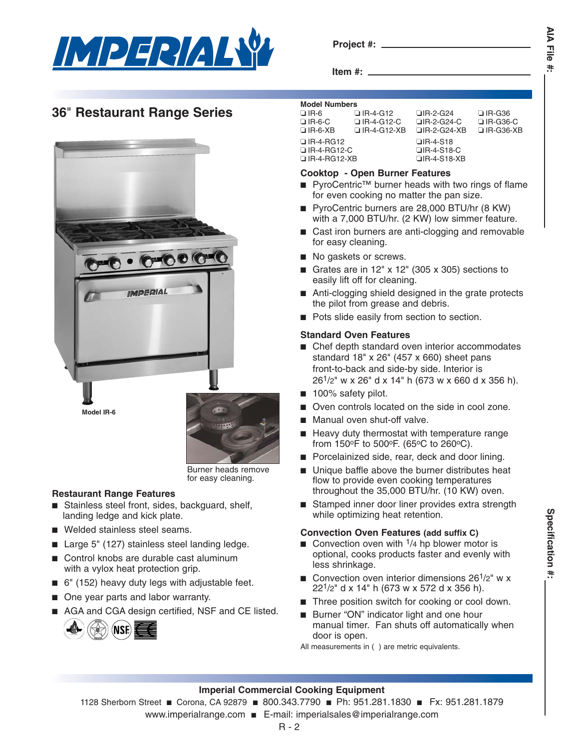Project #: ___________________

Item #: ___________________

AIA File #: ___________________

# 36" Restaurant Range Series

Model IR-6

Burner heads remove for easy cleaning.

## Restaurant Range Features

- Stainless steel front, sides, backguard, shelf, landing ledge and kick plate.
- Welded stainless steel seams.
- Large 5" (127) stainless steel landing ledge.
- Control knobs are durable cast aluminum with a vylox heat protection grip.
- 6" (152) heavy duty legs with adjustable feet.
- One year parts and labor warranty.
- AGA and CGA design certified, NSF and CE listed.

**Model Numbers**

| | | | |
|---|---|---|---|
| ❑ IR-6 | ❑ IR-4-G12 | ❑ IR-2-G24 | ❑ IR-G36 |
| ❑ IR-6-C | ❑ IR-4-G12-C | ❑ IR-2-G24-C | ❑ IR-G36-C |
| ❑ IR-6-XB | ❑ IR-4-G12-XB | ❑ IR-2-G24-XB | ❑ IR-G36-XB |
| ❑ IR-4-RG12 | | ❑ IR-4-S18 | |
| ❑ IR-4-RG12-C | | ❑ IR-4-S18-C | |
| ❑ IR-4-RG12-XB | | ❑ IR-4-S18-XB | |

## Cooktop - Open Burner Features

- PyroCentric™ burner heads with two rings of flame for even cooking no matter the pan size.
- PyroCentric burners are 28,000 BTU/hr (8 KW) with a 7,000 BTU/hr. (2 KW) low simmer feature.
- Cast iron burners are anti-clogging and removable for easy cleaning.
- No gaskets or screws.
- Grates are in 12" x 12" (305 x 305) sections to easily lift off for cleaning.
- Anti-clogging shield designed in the grate protects the pilot from grease and debris.
- Pots slide easily from section to section.

## Standard Oven Features

- Chef depth standard oven interior accommodates standard 18" x 26" (457 x 660) sheet pans front-to-back and side-by side. Interior is 26 1/2" w x 26" d x 14" h (673 w x 660 d x 356 h).
- 100% safety pilot.
- Oven controls located on the side in cool zone.
- Manual oven shut-off valve.
- Heavy duty thermostat with temperature range from 150ºF to 500ºF. (65ºC to 260ºC).
- Porcelainized side, rear, deck and door lining.
- Unique baffle above the burner distributes heat flow to provide even cooking temperatures throughout the 35,000 BTU/hr. (10 KW) oven.
- Stamped inner door liner provides extra strength while optimizing heat retention.

## Convection Oven Features (add suffix C)

- Convection oven with 1/4 hp blower motor is optional, cooks products faster and evenly with less shrinkage.
- Convection oven interior dimensions 26 1/2" w x 22 1/2" d x 14" h (673 w x 572 d x 356 h).
- Three position switch for cooking or cool down.
- Burner "ON" indicator light and one hour manual timer. Fan shuts off automatically when door is open.

All measurements in ( ) are metric equivalents.

Specification #: ___________________

**Imperial Commercial Cooking Equipment**

1128 Sherborn Street ■ Corona, CA 92879 ■ 800.343.7790 ■ Ph: 951.281.1830 ■ Fx: 951.281.1879

www.imperialrange.com ■ E-mail: imperialsales@imperialrange.com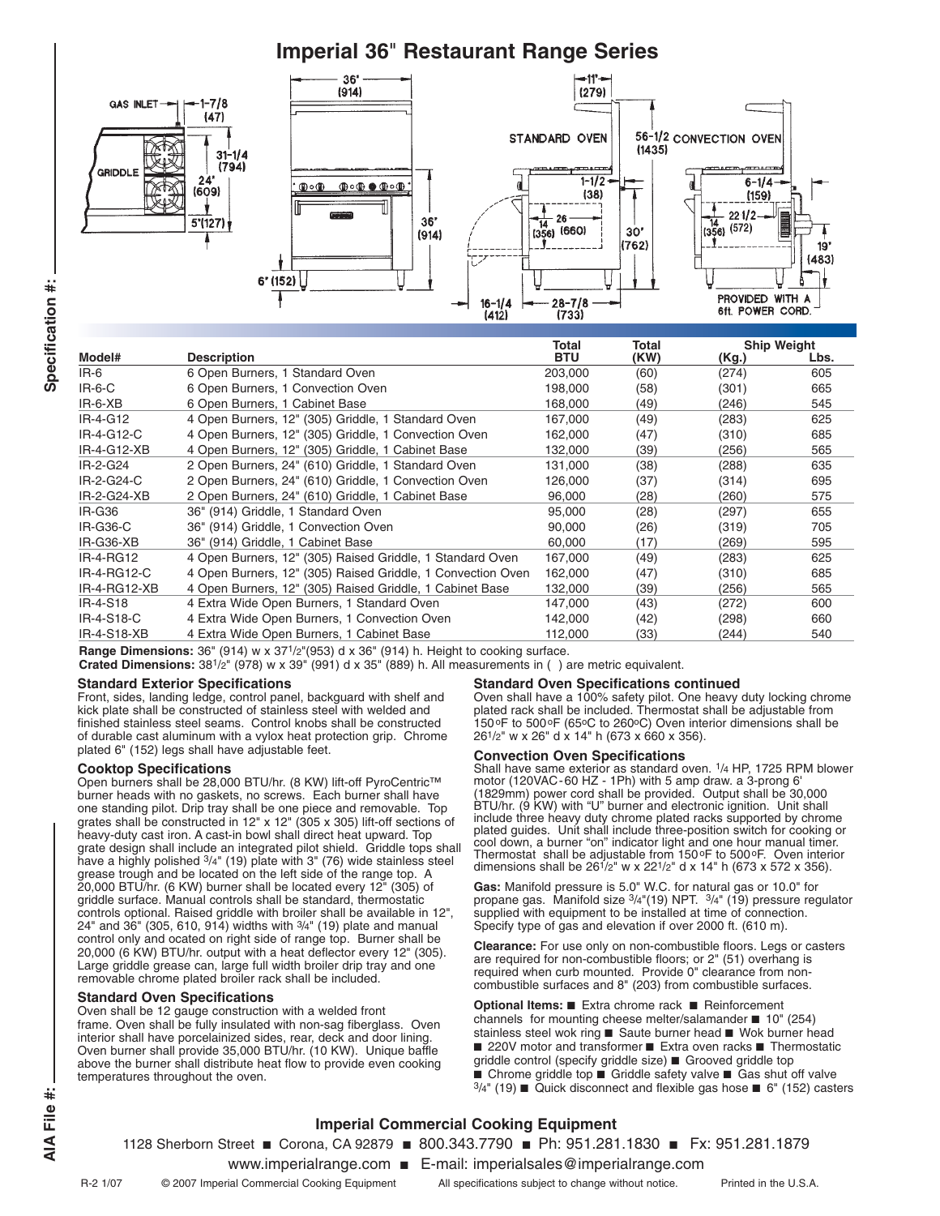# Imperial 36" Restaurant Range Series

GAS INLET 1-7/8 (47)

GRIDDLE 31-1/4 (794) 24" (609) 5"(127)

36" (914)

36" (914)

6" (152)

11" (279)

STANDARD OVEN

56-1/2 (1435)

CONVECTION OVEN

1-1/2 (38)

14 (356) 26 (660)

30" (762)

16-1/4 (412) 28-7/8 (733)

6-1/4 (159)

14 (356) 22 1/2 (572)

19" (483)

PROVIDED WITH A 6ft. POWER CORD.

| Model# | Description | Total BTU | Total (KW) | Ship Weight (Kg.) | Lbs. |
|---|---|---|---|---|---|
| IR-6 | 6 Open Burners, 1 Standard Oven | 203,000 | (60) | (274) | 605 |
| IR-6-C | 6 Open Burners, 1 Convection Oven | 198,000 | (58) | (301) | 665 |
| IR-6-XB | 6 Open Burners, 1 Cabinet Base | 168,000 | (49) | (246) | 545 |
| IR-4-G12 | 4 Open Burners, 12" (305) Griddle, 1 Standard Oven | 167,000 | (49) | (283) | 625 |
| IR-4-G12-C | 4 Open Burners, 12" (305) Griddle, 1 Convection Oven | 162,000 | (47) | (310) | 685 |
| IR-4-G12-XB | 4 Open Burners, 12" (305) Griddle, 1 Cabinet Base | 132,000 | (39) | (256) | 565 |
| IR-2-G24 | 2 Open Burners, 24" (610) Griddle, 1 Standard Oven | 131,000 | (38) | (288) | 635 |
| IR-2-G24-C | 2 Open Burners, 24" (610) Griddle, 1 Convection Oven | 126,000 | (37) | (314) | 695 |
| IR-2-G24-XB | 2 Open Burners, 24" (610) Griddle, 1 Cabinet Base | 96,000 | (28) | (260) | 575 |
| IR-G36 | 36" (914) Griddle, 1 Standard Oven | 95,000 | (28) | (297) | 655 |
| IR-G36-C | 36" (914) Griddle, 1 Convection Oven | 90,000 | (26) | (319) | 705 |
| IR-G36-XB | 36" (914) Griddle, 1 Cabinet Base | 60,000 | (17) | (269) | 595 |
| IR-4-RG12 | 4 Open Burners, 12" (305) Raised Griddle, 1 Standard Oven | 167,000 | (49) | (283) | 625 |
| IR-4-RG12-C | 4 Open Burners, 12" (305) Raised Griddle, 1 Convection Oven | 162,000 | (47) | (310) | 685 |
| IR-4-RG12-XB | 4 Open Burners, 12" (305) Raised Griddle, 1 Cabinet Base | 132,000 | (39) | (256) | 565 |
| IR-4-S18 | 4 Extra Wide Open Burners, 1 Standard Oven | 147,000 | (43) | (272) | 600 |
| IR-4-S18-C | 4 Extra Wide Open Burners, 1 Convection Oven | 142,000 | (42) | (298) | 660 |
| IR-4-S18-XB | 4 Extra Wide Open Burners, 1 Cabinet Base | 112,000 | (33) | (244) | 540 |

**Range Dimensions:** 36" (914) w x 37-1/2"(953) d x 36" (914) h. Height to cooking surface.
**Crated Dimensions:** 38-1/2" (978) w x 39" (991) d x 35" (889) h. All measurements in ( ) are metric equivalent.

### Standard Exterior Specifications

Front, sides, landing ledge, control panel, backguard with shelf and kick plate shall be constructed of stainless steel with welded and finished stainless steel seams. Control knobs shall be constructed of durable cast aluminum with a vylox heat protection grip. Chrome plated 6" (152) legs shall have adjustable feet.

### Cooktop Specifications

Open burners shall be 28,000 BTU/hr. (8 KW) lift-off PyroCentric™ burner heads with no gaskets, no screws. Each burner shall have one standing pilot. Drip tray shall be one piece and removable. Top grates shall be constructed in 12" x 12" (305 x 305) lift-off sections of heavy-duty cast iron. A cast-in bowl shall direct heat upward. Top grate design shall include an integrated pilot shield. Griddle tops shall have a highly polished 3/4" (19) plate with 3" (76) wide stainless steel grease trough and be located on the left side of the range top. A 20,000 BTU/hr. (6 KW) burner shall be located every 12" (305) of griddle surface. Manual controls shall be standard, thermostatic controls optional. Raised griddle with broiler shall be available in 12", 24" and 36" (305, 610, 914) widths with 3/4" (19) plate and manual control only and ocated on right side of range top. Burner shall be 20,000 (6 KW) BTU/hr. output with a heat deflector every 12" (305). Large griddle grease can, large full width broiler drip tray and one removable chrome plated broiler rack shall be included.

### Standard Oven Specifications

Oven shall be 12 gauge construction with a welded front frame. Oven shall be fully insulated with non-sag fiberglass. Oven interior shall have porcelainized sides, rear, deck and door lining. Oven burner shall provide 35,000 BTU/hr. (10 KW). Unique baffle above the burner shall distribute heat flow to provide even cooking temperatures throughout the oven.

### Standard Oven Specifications continued

Oven shall have a 100% safety pilot. One heavy duty locking chrome plated rack shall be included. Thermostat shall be adjustable from 150ºF to 500ºF (65ºC to 260ºC) Oven interior dimensions shall be 26-1/2" w x 26" d x 14" h (673 x 660 x 356).

### Convection Oven Specifications

Shall have same exterior as standard oven. 1/4 HP, 1725 RPM blower motor (120VAC-60 HZ - 1Ph) with 5 amp draw. a 3-prong 6' (1829mm) power cord shall be provided. Output shall be 30,000 BTU/hr. (9 KW) with "U" burner and electronic ignition. Unit shall include three heavy duty chrome plated racks supported by chrome plated guides. Unit shall include three-position switch for cooking or cool down, a burner "on" indicator light and one hour manual timer. Thermostat shall be adjustable from 150ºF to 500ºF. Oven interior dimensions shall be 26-1/2" w x 22-1/2" d x 14" h (673 x 572 x 356).

**Gas:** Manifold pressure is 5.0" W.C. for natural gas or 10.0" for propane gas. Manifold size 3/4"(19) NPT. 3/4" (19) pressure regulator supplied with equipment to be installed at time of connection. Specify type of gas and elevation if over 2000 ft. (610 m).

**Clearance:** For use only on non-combustible floors. Legs or casters are required for non-combustible floors; or 2" (51) overhang is required when curb mounted. Provide 0" clearance from non-combustible surfaces and 8" (203) from combustible surfaces.

**Optional Items:** ■ Extra chrome rack ■ Reinforcement channels for mounting cheese melter/salamander ■ 10" (254) stainless steel wok ring ■ Saute burner head ■ Wok burner head ■ 220V motor and transformer ■ Extra oven racks ■ Thermostatic griddle control (specify griddle size) ■ Grooved griddle top ■ Chrome griddle top ■ Griddle safety valve ■ Gas shut off valve 3/4" (19) ■ Quick disconnect and flexible gas hose ■ 6" (152) casters

**Imperial Commercial Cooking Equipment**

1128 Sherborn Street ■ Corona, CA 92879 ■ 800.343.7790 ■ Ph: 951.281.1830 ■ Fx: 951.281.1879

www.imperialrange.com ■ E-mail: imperialsales@imperialrange.com

R-2 1/07 © 2007 Imperial Commercial Cooking Equipment All specifications subject to change without notice. Printed in the U.S.A.

Specification #: ____

AIA File #: ____